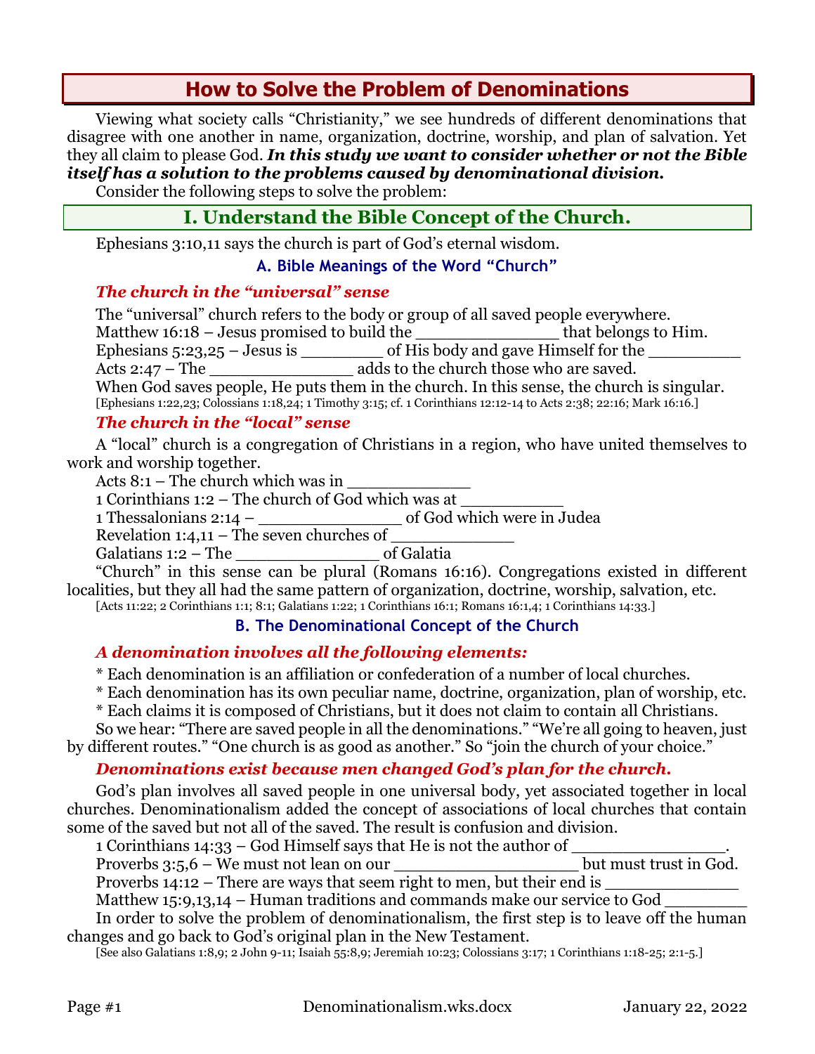# How to Solve the Problem of Denominations

Viewing what society calls "Christianity," we see hundreds of different denominations that disagree with one another in name, organization, doctrine, worship, and plan of salvation. Yet they all claim to please God. ***In this study we want to consider whether or not the Bible itself has a solution to the problems caused by denominational division.***

Consider the following steps to solve the problem:

## I. Understand the Bible Concept of the Church.

Ephesians 3:10,11 says the church is part of God's eternal wisdom.

### A. Bible Meanings of the Word "Church"

***The church in the "universal" sense***

The "universal" church refers to the body or group of all saved people everywhere.

Matthew 16:18 – Jesus promised to build the ______________ that belongs to Him.

Ephesians 5:23,25 – Jesus is ________ of His body and gave Himself for the _________

Acts 2:47 – The ______________ adds to the church those who are saved.

When God saves people, He puts them in the church. In this sense, the church is singular.

[Ephesians 1:22,23; Colossians 1:18,24; 1 Timothy 3:15; cf. 1 Corinthians 12:12-14 to Acts 2:38; 22:16; Mark 16:16.]

***The church in the "local" sense***

A "local" church is a congregation of Christians in a region, who have united themselves to work and worship together.

Acts 8:1 – The church which was in ____________

1 Corinthians 1:2 – The church of God which was at __________

1 Thessalonians 2:14 – ______________ of God which were in Judea

Revelation 1:4,11 – The seven churches of ____________

Galatians 1:2 – The ______________ of Galatia

"Church" in this sense can be plural (Romans 16:16). Congregations existed in different localities, but they all had the same pattern of organization, doctrine, worship, salvation, etc.

[Acts 11:22; 2 Corinthians 1:1; 8:1; Galatians 1:22; 1 Corinthians 16:1; Romans 16:1,4; 1 Corinthians 14:33.]

### B. The Denominational Concept of the Church

***A denomination involves all the following elements:***

* Each denomination is an affiliation or confederation of a number of local churches.
* Each denomination has its own peculiar name, doctrine, organization, plan of worship, etc.
* Each claims it is composed of Christians, but it does not claim to contain all Christians.

So we hear: "There are saved people in all the denominations." "We're all going to heaven, just by different routes." "One church is as good as another." So "join the church of your choice."

***Denominations exist because men changed God's plan for the church.***

God's plan involves all saved people in one universal body, yet associated together in local churches. Denominationalism added the concept of associations of local churches that contain some of the saved but not all of the saved. The result is confusion and division.

1 Corinthians 14:33 – God Himself says that He is not the author of _______________.

Proverbs 3:5,6 – We must not lean on our __________________ but must trust in God.

Proverbs 14:12 – There are ways that seem right to men, but their end is _____________

Matthew 15:9,13,14 – Human traditions and commands make our service to God ________

In order to solve the problem of denominationalism, the first step is to leave off the human changes and go back to God's original plan in the New Testament.

[See also Galatians 1:8,9; 2 John 9-11; Isaiah 55:8,9; Jeremiah 10:23; Colossians 3:17; 1 Corinthians 1:18-25; 2:1-5.]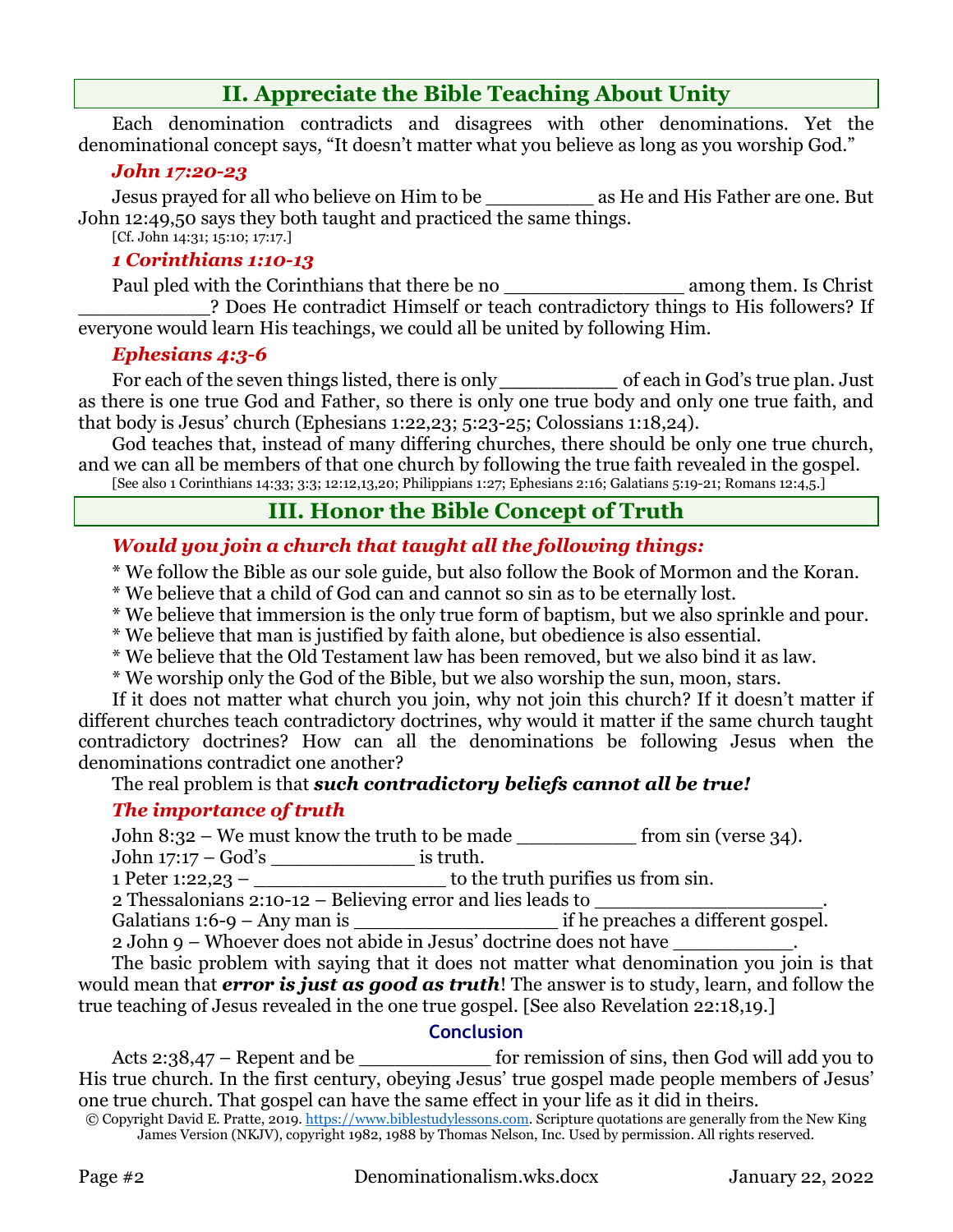## II. Appreciate the Bible Teaching About Unity

Each denomination contradicts and disagrees with other denominations. Yet the denominational concept says, "It doesn't matter what you believe as long as you worship God."

### *John 17:20-23*

Jesus prayed for all who believe on Him to be _________ as He and His Father are one. But John 12:49,50 says they both taught and practiced the same things.
[Cf. John 14:31; 15:10; 17:17.]

### *1 Corinthians 1:10-13*

Paul pled with the Corinthians that there be no _______________ among them. Is Christ ___________? Does He contradict Himself or teach contradictory things to His followers? If everyone would learn His teachings, we could all be united by following Him.

### *Ephesians 4:3-6*

For each of the seven things listed, there is only __________ of each in God's true plan. Just as there is one true God and Father, so there is only one true body and only one true faith, and that body is Jesus' church (Ephesians 1:22,23; 5:23-25; Colossians 1:18,24).

God teaches that, instead of many differing churches, there should be only one true church, and we can all be members of that one church by following the true faith revealed in the gospel.
[See also 1 Corinthians 14:33; 3:3; 12:12,13,20; Philippians 1:27; Ephesians 2:16; Galatians 5:19-21; Romans 12:4,5.]

## III. Honor the Bible Concept of Truth

### *Would you join a church that taught all the following things:*

* We follow the Bible as our sole guide, but also follow the Book of Mormon and the Koran.
* We believe that a child of God can and cannot so sin as to be eternally lost.
* We believe that immersion is the only true form of baptism, but we also sprinkle and pour.
* We believe that man is justified by faith alone, but obedience is also essential.
* We believe that the Old Testament law has been removed, but we also bind it as law.
* We worship only the God of the Bible, but we also worship the sun, moon, stars.

If it does not matter what church you join, why not join this church? If it doesn't matter if different churches teach contradictory doctrines, why would it matter if the same church taught contradictory doctrines? How can all the denominations be following Jesus when the denominations contradict one another?

The real problem is that ***such contradictory beliefs cannot all be true!***

### *The importance of truth*

John 8:32 – We must know the truth to be made __________ from sin (verse 34).
John 17:17 – God's ____________ is truth.
1 Peter 1:22,23 – ________________ to the truth purifies us from sin.
2 Thessalonians 2:10-12 – Believing error and lies leads to __________________.
Galatians 1:6-9 – Any man is ________________ if he preaches a different gospel.
2 John 9 – Whoever does not abide in Jesus' doctrine does not have __________.

The basic problem with saying that it does not matter what denomination you join is that would mean that ***error is just as good as truth***! The answer is to study, learn, and follow the true teaching of Jesus revealed in the one true gospel. [See also Revelation 22:18,19.]

### Conclusion

Acts 2:38,47 – Repent and be ___________ for remission of sins, then God will add you to His true church. In the first century, obeying Jesus' true gospel made people members of Jesus' one true church. That gospel can have the same effect in your life as it did in theirs.

© Copyright David E. Pratte, 2019. https://www.biblestudylessons.com. Scripture quotations are generally from the New King James Version (NKJV), copyright 1982, 1988 by Thomas Nelson, Inc. Used by permission. All rights reserved.